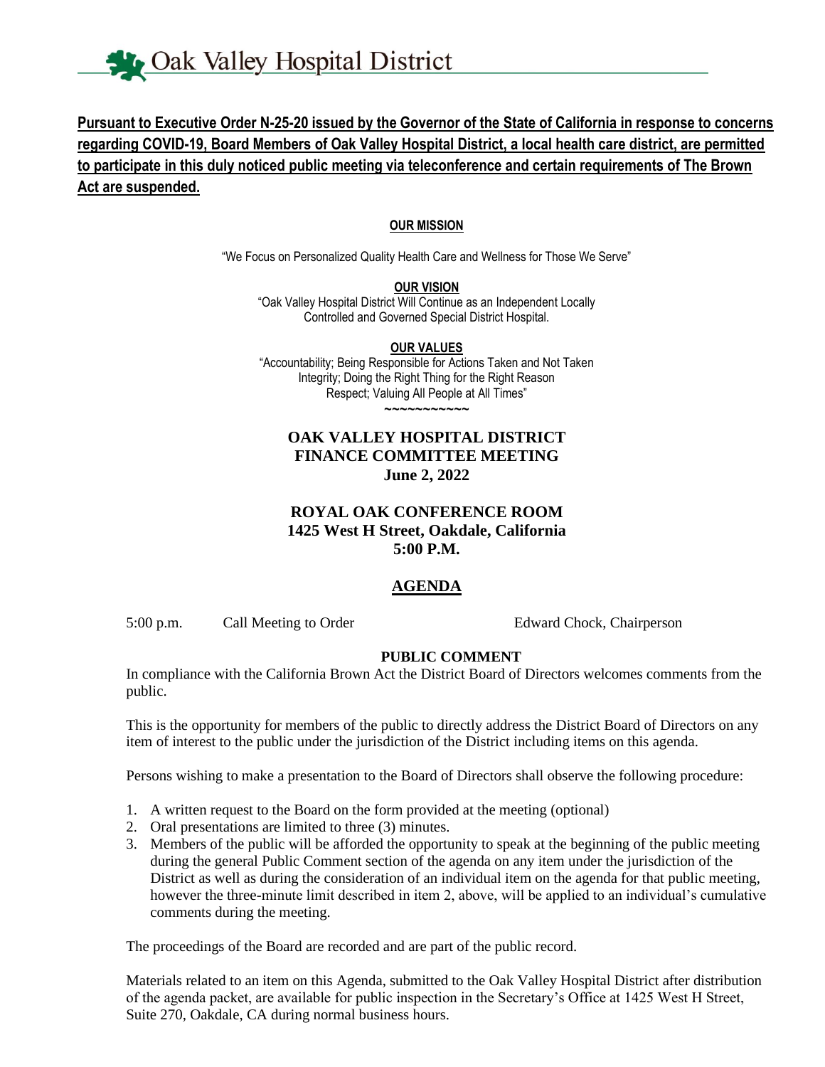Oak Valley Hospital District

**Pursuant to Executive Order N-25-20 issued by the Governor of the State of California in response to concerns regarding COVID-19, Board Members of Oak Valley Hospital District, a local health care district, are permitted to participate in this duly noticed public meeting via teleconference and certain requirements of The Brown Act are suspended.**

**OUR MISSION**

"We Focus on Personalized Quality Health Care and Wellness for Those We Serve"

**OUR VISION**

"Oak Valley Hospital District Will Continue as an Independent Locally Controlled and Governed Special District Hospital.

**OUR VALUES**

"Accountability; Being Responsible for Actions Taken and Not Taken
Integrity; Doing the Right Thing for the Right Reason
Respect; Valuing All People at All Times"

~~~~~~~~~~~~

# OAK VALLEY HOSPITAL DISTRICT FINANCE COMMITTEE MEETING June 2, 2022

## ROYAL OAK CONFERENCE ROOM 1425 West H Street, Oakdale, California 5:00 P.M.

## AGENDA

5:00 p.m. Call Meeting to Order — Edward Chock, Chairperson

**PUBLIC COMMENT**

In compliance with the California Brown Act the District Board of Directors welcomes comments from the public.

This is the opportunity for members of the public to directly address the District Board of Directors on any item of interest to the public under the jurisdiction of the District including items on this agenda.

Persons wishing to make a presentation to the Board of Directors shall observe the following procedure:

1. A written request to the Board on the form provided at the meeting (optional)
2. Oral presentations are limited to three (3) minutes.
3. Members of the public will be afforded the opportunity to speak at the beginning of the public meeting during the general Public Comment section of the agenda on any item under the jurisdiction of the District as well as during the consideration of an individual item on the agenda for that public meeting, however the three-minute limit described in item 2, above, will be applied to an individual's cumulative comments during the meeting.

The proceedings of the Board are recorded and are part of the public record.

Materials related to an item on this Agenda, submitted to the Oak Valley Hospital District after distribution of the agenda packet, are available for public inspection in the Secretary's Office at 1425 West H Street, Suite 270, Oakdale, CA during normal business hours.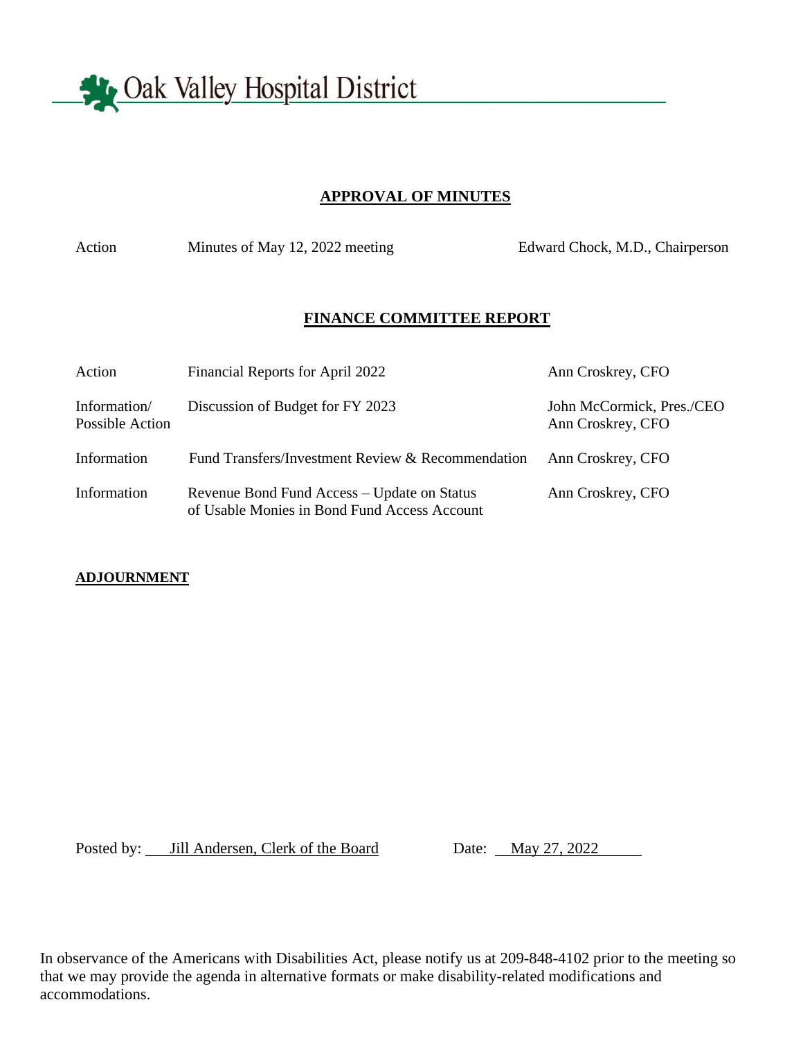Oak Valley Hospital District

## APPROVAL OF MINUTES

| | | |
|---|---|---|
| Action | Minutes of May 12, 2022 meeting | Edward Chock, M.D., Chairperson |

## FINANCE COMMITTEE REPORT

| | | |
|---|---|---|
| Action | Financial Reports for April 2022 | Ann Croskrey, CFO |
| Information/ Possible Action | Discussion of Budget for FY 2023 | John McCormick, Pres./CEO Ann Croskrey, CFO |
| Information | Fund Transfers/Investment Review & Recommendation | Ann Croskrey, CFO |
| Information | Revenue Bond Fund Access – Update on Status of Usable Monies in Bond Fund Access Account | Ann Croskrey, CFO |

## ADJOURNMENT

Posted by: Jill Andersen, Clerk of the Board    Date: May 27, 2022

In observance of the Americans with Disabilities Act, please notify us at 209-848-4102 prior to the meeting so that we may provide the agenda in alternative formats or make disability-related modifications and accommodations.